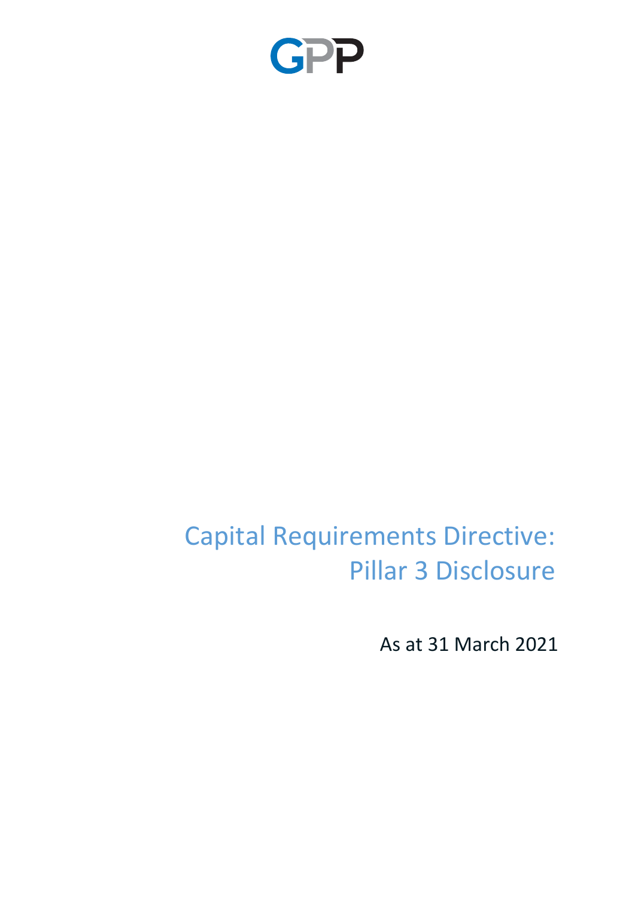GPP

# Capital Requirements Directive: Pillar 3 Disclosure

As at 31 March 2021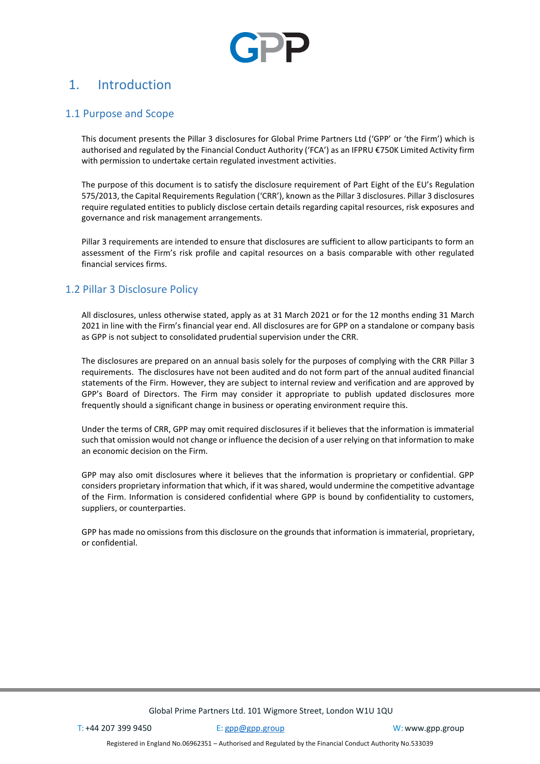# 1. Introduction

## 1.1 Purpose and Scope

This document presents the Pillar 3 disclosures for Global Prime Partners Ltd ('GPP' or 'the Firm') which is authorised and regulated by the Financial Conduct Authority ('FCA') as an IFPRU €750K Limited Activity firm with permission to undertake certain regulated investment activities.

The purpose of this document is to satisfy the disclosure requirement of Part Eight of the EU's Regulation 575/2013, the Capital Requirements Regulation ('CRR'), known as the Pillar 3 disclosures. Pillar 3 disclosures require regulated entities to publicly disclose certain details regarding capital resources, risk exposures and governance and risk management arrangements.

Pillar 3 requirements are intended to ensure that disclosures are sufficient to allow participants to form an assessment of the Firm's risk profile and capital resources on a basis comparable with other regulated financial services firms.

## 1.2 Pillar 3 Disclosure Policy

All disclosures, unless otherwise stated, apply as at 31 March 2021 or for the 12 months ending 31 March 2021 in line with the Firm's financial year end. All disclosures are for GPP on a standalone or company basis as GPP is not subject to consolidated prudential supervision under the CRR.

The disclosures are prepared on an annual basis solely for the purposes of complying with the CRR Pillar 3 requirements. The disclosures have not been audited and do not form part of the annual audited financial statements of the Firm. However, they are subject to internal review and verification and are approved by GPP's Board of Directors. The Firm may consider it appropriate to publish updated disclosures more frequently should a significant change in business or operating environment require this.

Under the terms of CRR, GPP may omit required disclosures if it believes that the information is immaterial such that omission would not change or influence the decision of a user relying on that information to make an economic decision on the Firm.

GPP may also omit disclosures where it believes that the information is proprietary or confidential. GPP considers proprietary information that which, if it was shared, would undermine the competitive advantage of the Firm. Information is considered confidential where GPP is bound by confidentiality to customers, suppliers, or counterparties.

GPP has made no omissions from this disclosure on the grounds that information is immaterial, proprietary, or confidential.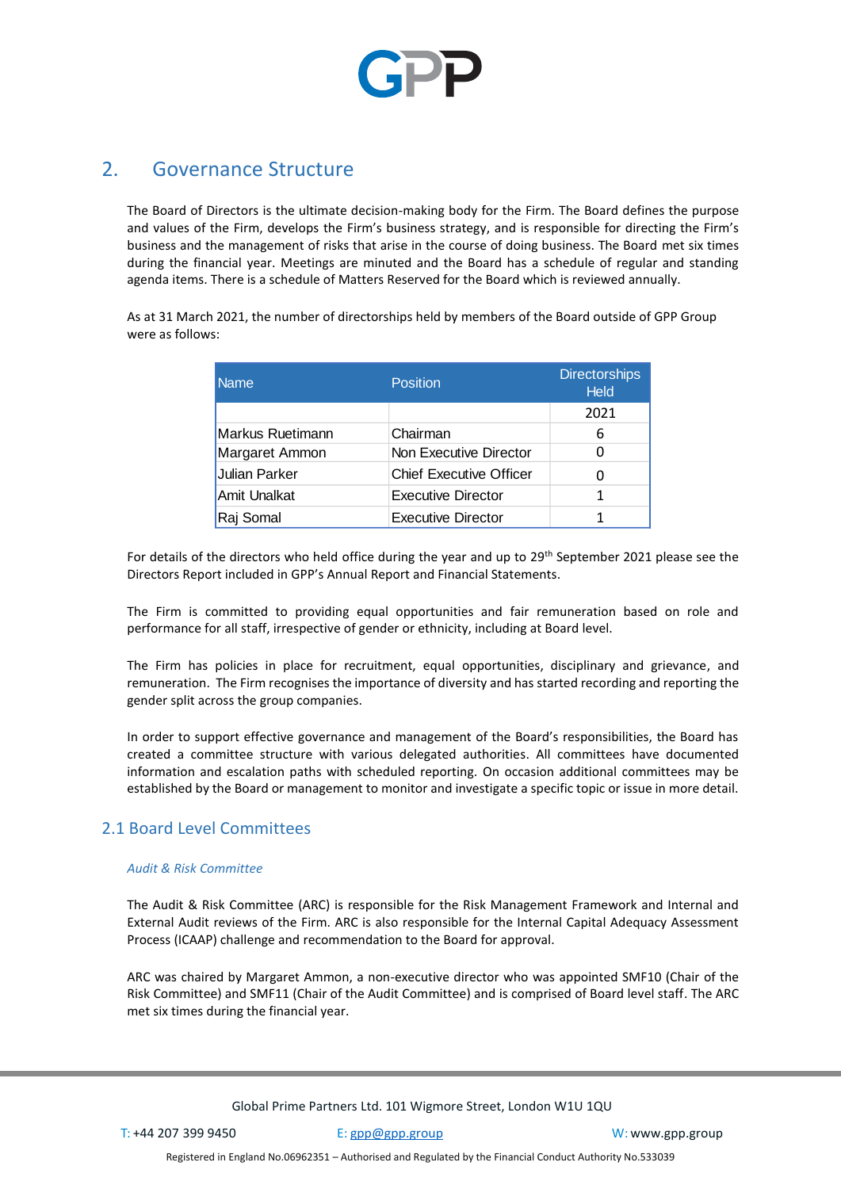## 2. Governance Structure

The Board of Directors is the ultimate decision-making body for the Firm. The Board defines the purpose and values of the Firm, develops the Firm's business strategy, and is responsible for directing the Firm's business and the management of risks that arise in the course of doing business. The Board met six times during the financial year. Meetings are minuted and the Board has a schedule of regular and standing agenda items. There is a schedule of Matters Reserved for the Board which is reviewed annually.

As at 31 March 2021, the number of directorships held by members of the Board outside of GPP Group were as follows:

| Name | Position | Directorships Held |
|---|---|---|
| | | 2021 |
| Markus Ruetimann | Chairman | 6 |
| Margaret Ammon | Non Executive Director | 0 |
| Julian Parker | Chief Executive Officer | 0 |
| Amit Unalkat | Executive Director | 1 |
| Raj Somal | Executive Director | 1 |

For details of the directors who held office during the year and up to 29th September 2021 please see the Directors Report included in GPP's Annual Report and Financial Statements.

The Firm is committed to providing equal opportunities and fair remuneration based on role and performance for all staff, irrespective of gender or ethnicity, including at Board level.

The Firm has policies in place for recruitment, equal opportunities, disciplinary and grievance, and remuneration. The Firm recognises the importance of diversity and has started recording and reporting the gender split across the group companies.

In order to support effective governance and management of the Board's responsibilities, the Board has created a committee structure with various delegated authorities. All committees have documented information and escalation paths with scheduled reporting. On occasion additional committees may be established by the Board or management to monitor and investigate a specific topic or issue in more detail.

### 2.1 Board Level Committees

*Audit & Risk Committee*

The Audit & Risk Committee (ARC) is responsible for the Risk Management Framework and Internal and External Audit reviews of the Firm. ARC is also responsible for the Internal Capital Adequacy Assessment Process (ICAAP) challenge and recommendation to the Board for approval.

ARC was chaired by Margaret Ammon, a non-executive director who was appointed SMF10 (Chair of the Risk Committee) and SMF11 (Chair of the Audit Committee) and is comprised of Board level staff. The ARC met six times during the financial year.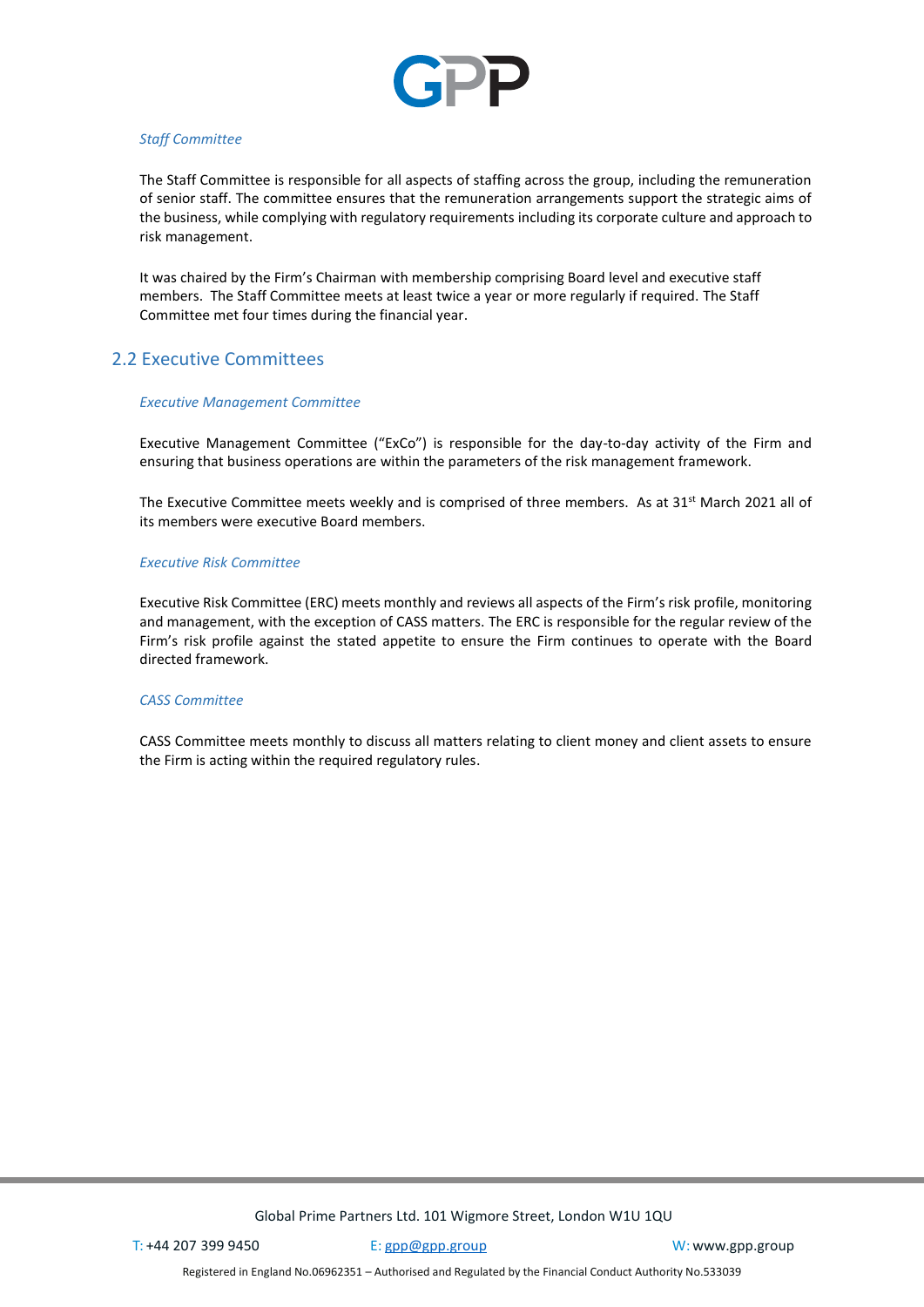*Staff Committee*

The Staff Committee is responsible for all aspects of staffing across the group, including the remuneration of senior staff. The committee ensures that the remuneration arrangements support the strategic aims of the business, while complying with regulatory requirements including its corporate culture and approach to risk management.

It was chaired by the Firm's Chairman with membership comprising Board level and executive staff members. The Staff Committee meets at least twice a year or more regularly if required. The Staff Committee met four times during the financial year.

## 2.2 Executive Committees

*Executive Management Committee*

Executive Management Committee ("ExCo") is responsible for the day-to-day activity of the Firm and ensuring that business operations are within the parameters of the risk management framework.

The Executive Committee meets weekly and is comprised of three members. As at 31st March 2021 all of its members were executive Board members.

*Executive Risk Committee*

Executive Risk Committee (ERC) meets monthly and reviews all aspects of the Firm's risk profile, monitoring and management, with the exception of CASS matters. The ERC is responsible for the regular review of the Firm's risk profile against the stated appetite to ensure the Firm continues to operate with the Board directed framework.

*CASS Committee*

CASS Committee meets monthly to discuss all matters relating to client money and client assets to ensure the Firm is acting within the required regulatory rules.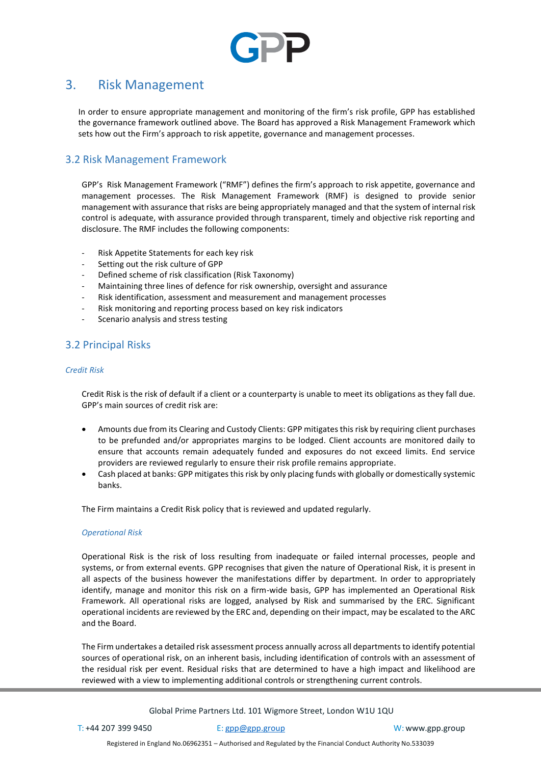# 3. Risk Management

In order to ensure appropriate management and monitoring of the firm's risk profile, GPP has established the governance framework outlined above. The Board has approved a Risk Management Framework which sets how out the Firm's approach to risk appetite, governance and management processes.

## 3.2 Risk Management Framework

GPP's Risk Management Framework ("RMF") defines the firm's approach to risk appetite, governance and management processes. The Risk Management Framework (RMF) is designed to provide senior management with assurance that risks are being appropriately managed and that the system of internal risk control is adequate, with assurance provided through transparent, timely and objective risk reporting and disclosure. The RMF includes the following components:

- Risk Appetite Statements for each key risk
- Setting out the risk culture of GPP
- Defined scheme of risk classification (Risk Taxonomy)
- Maintaining three lines of defence for risk ownership, oversight and assurance
- Risk identification, assessment and measurement and management processes
- Risk monitoring and reporting process based on key risk indicators
- Scenario analysis and stress testing

## 3.2 Principal Risks

*Credit Risk*

Credit Risk is the risk of default if a client or a counterparty is unable to meet its obligations as they fall due. GPP's main sources of credit risk are:

- Amounts due from its Clearing and Custody Clients: GPP mitigates this risk by requiring client purchases to be prefunded and/or appropriates margins to be lodged. Client accounts are monitored daily to ensure that accounts remain adequately funded and exposures do not exceed limits. End service providers are reviewed regularly to ensure their risk profile remains appropriate.
- Cash placed at banks: GPP mitigates this risk by only placing funds with globally or domestically systemic banks.

The Firm maintains a Credit Risk policy that is reviewed and updated regularly.

*Operational Risk*

Operational Risk is the risk of loss resulting from inadequate or failed internal processes, people and systems, or from external events. GPP recognises that given the nature of Operational Risk, it is present in all aspects of the business however the manifestations differ by department. In order to appropriately identify, manage and monitor this risk on a firm-wide basis, GPP has implemented an Operational Risk Framework. All operational risks are logged, analysed by Risk and summarised by the ERC. Significant operational incidents are reviewed by the ERC and, depending on their impact, may be escalated to the ARC and the Board.

The Firm undertakes a detailed risk assessment process annually across all departments to identify potential sources of operational risk, on an inherent basis, including identification of controls with an assessment of the residual risk per event. Residual risks that are determined to have a high impact and likelihood are reviewed with a view to implementing additional controls or strengthening current controls.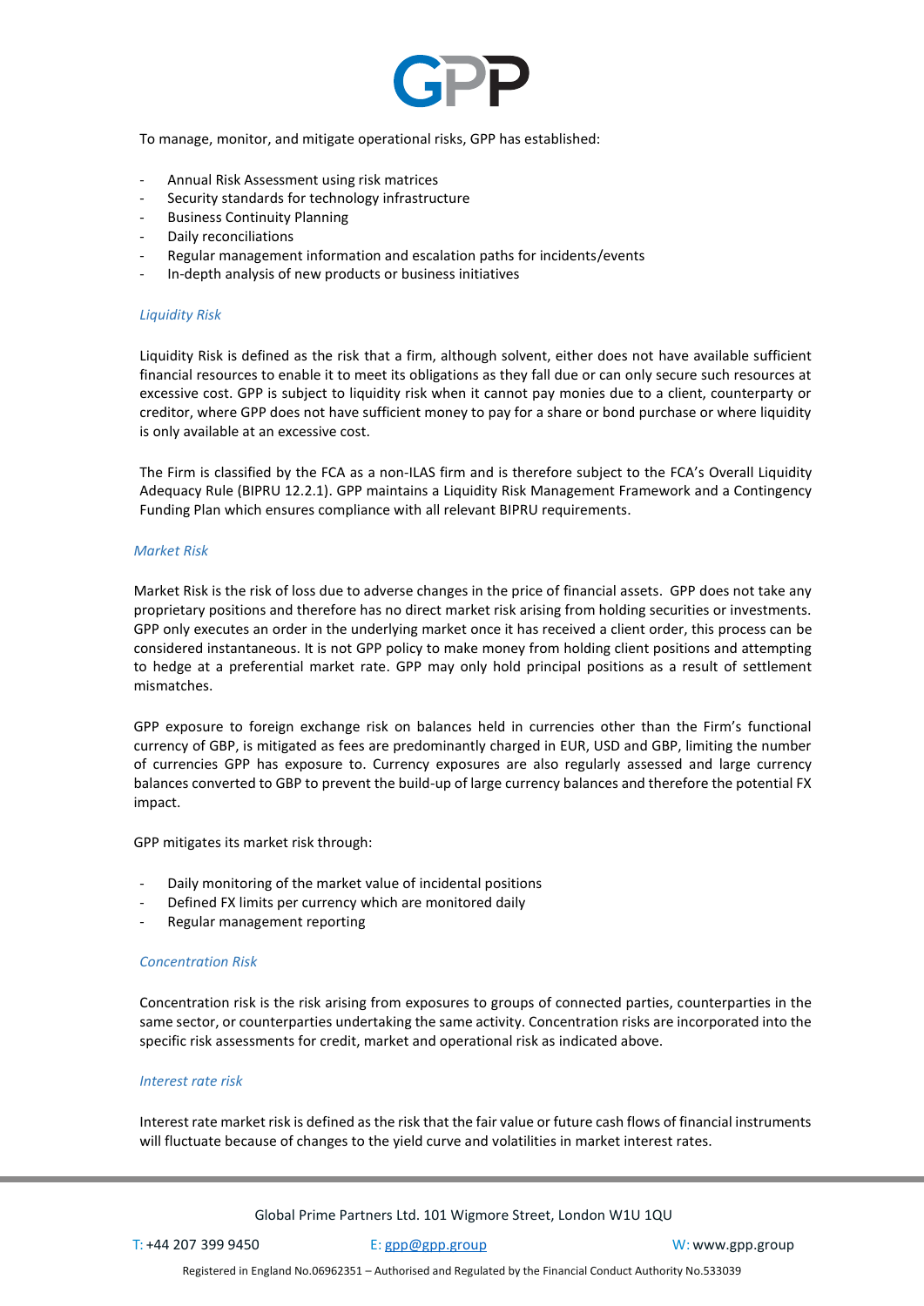To manage, monitor, and mitigate operational risks, GPP has established:

- Annual Risk Assessment using risk matrices
- Security standards for technology infrastructure
- Business Continuity Planning
- Daily reconciliations
- Regular management information and escalation paths for incidents/events
- In-depth analysis of new products or business initiatives

### *Liquidity Risk*

Liquidity Risk is defined as the risk that a firm, although solvent, either does not have available sufficient financial resources to enable it to meet its obligations as they fall due or can only secure such resources at excessive cost. GPP is subject to liquidity risk when it cannot pay monies due to a client, counterparty or creditor, where GPP does not have sufficient money to pay for a share or bond purchase or where liquidity is only available at an excessive cost.

The Firm is classified by the FCA as a non-ILAS firm and is therefore subject to the FCA's Overall Liquidity Adequacy Rule (BIPRU 12.2.1). GPP maintains a Liquidity Risk Management Framework and a Contingency Funding Plan which ensures compliance with all relevant BIPRU requirements.

### *Market Risk*

Market Risk is the risk of loss due to adverse changes in the price of financial assets. GPP does not take any proprietary positions and therefore has no direct market risk arising from holding securities or investments. GPP only executes an order in the underlying market once it has received a client order, this process can be considered instantaneous. It is not GPP policy to make money from holding client positions and attempting to hedge at a preferential market rate. GPP may only hold principal positions as a result of settlement mismatches.

GPP exposure to foreign exchange risk on balances held in currencies other than the Firm's functional currency of GBP, is mitigated as fees are predominantly charged in EUR, USD and GBP, limiting the number of currencies GPP has exposure to. Currency exposures are also regularly assessed and large currency balances converted to GBP to prevent the build-up of large currency balances and therefore the potential FX impact.

GPP mitigates its market risk through:

- Daily monitoring of the market value of incidental positions
- Defined FX limits per currency which are monitored daily
- Regular management reporting

### *Concentration Risk*

Concentration risk is the risk arising from exposures to groups of connected parties, counterparties in the same sector, or counterparties undertaking the same activity. Concentration risks are incorporated into the specific risk assessments for credit, market and operational risk as indicated above.

### *Interest rate risk*

Interest rate market risk is defined as the risk that the fair value or future cash flows of financial instruments will fluctuate because of changes to the yield curve and volatilities in market interest rates.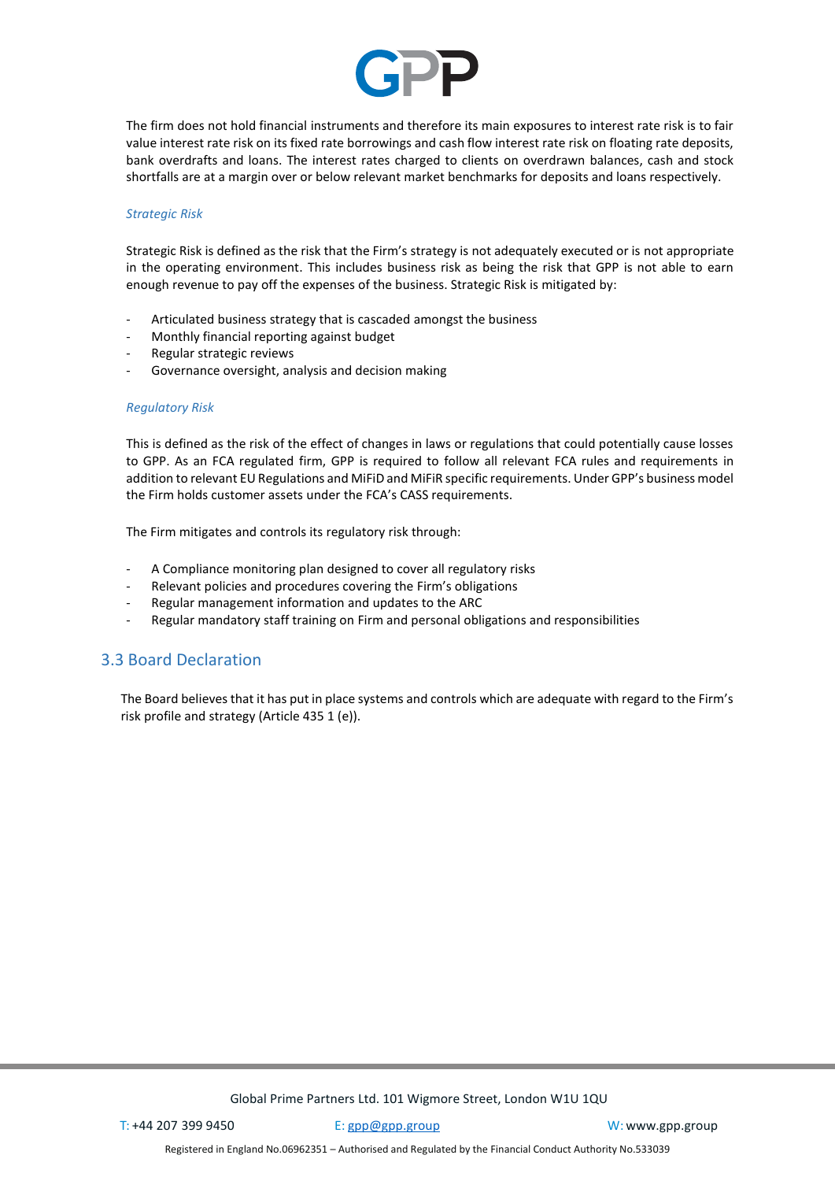The firm does not hold financial instruments and therefore its main exposures to interest rate risk is to fair value interest rate risk on its fixed rate borrowings and cash flow interest rate risk on floating rate deposits, bank overdrafts and loans. The interest rates charged to clients on overdrawn balances, cash and stock shortfalls are at a margin over or below relevant market benchmarks for deposits and loans respectively.

#### *Strategic Risk*

Strategic Risk is defined as the risk that the Firm's strategy is not adequately executed or is not appropriate in the operating environment. This includes business risk as being the risk that GPP is not able to earn enough revenue to pay off the expenses of the business. Strategic Risk is mitigated by:

- Articulated business strategy that is cascaded amongst the business
- Monthly financial reporting against budget
- Regular strategic reviews
- Governance oversight, analysis and decision making

#### *Regulatory Risk*

This is defined as the risk of the effect of changes in laws or regulations that could potentially cause losses to GPP. As an FCA regulated firm, GPP is required to follow all relevant FCA rules and requirements in addition to relevant EU Regulations and MiFiD and MiFiR specific requirements. Under GPP's business model the Firm holds customer assets under the FCA's CASS requirements.

The Firm mitigates and controls its regulatory risk through:

- A Compliance monitoring plan designed to cover all regulatory risks
- Relevant policies and procedures covering the Firm's obligations
- Regular management information and updates to the ARC
- Regular mandatory staff training on Firm and personal obligations and responsibilities

## 3.3 Board Declaration

The Board believes that it has put in place systems and controls which are adequate with regard to the Firm's risk profile and strategy (Article 435 1 (e)).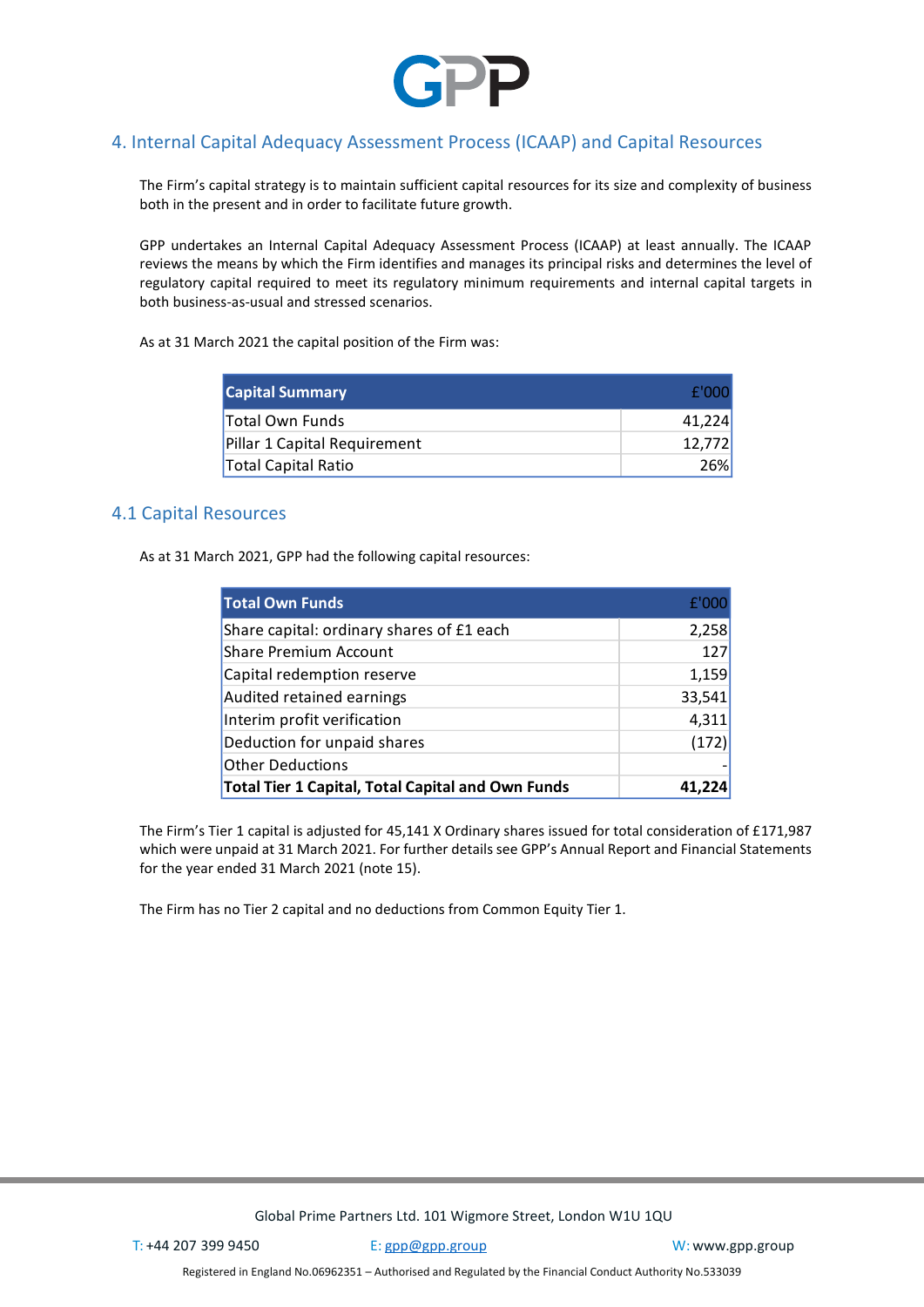## 4. Internal Capital Adequacy Assessment Process (ICAAP) and Capital Resources

The Firm's capital strategy is to maintain sufficient capital resources for its size and complexity of business both in the present and in order to facilitate future growth.

GPP undertakes an Internal Capital Adequacy Assessment Process (ICAAP) at least annually. The ICAAP reviews the means by which the Firm identifies and manages its principal risks and determines the level of regulatory capital required to meet its regulatory minimum requirements and internal capital targets in both business-as-usual and stressed scenarios.

As at 31 March 2021 the capital position of the Firm was:

| Capital Summary | £'000 |
|---|---|
| Total Own Funds | 41,224 |
| Pillar 1 Capital Requirement | 12,772 |
| Total Capital Ratio | 26% |

### 4.1 Capital Resources

As at 31 March 2021, GPP had the following capital resources:

| Total Own Funds | £'000 |
|---|---|
| Share capital: ordinary shares of £1 each | 2,258 |
| Share Premium Account | 127 |
| Capital redemption reserve | 1,159 |
| Audited retained earnings | 33,541 |
| Interim profit verification | 4,311 |
| Deduction for unpaid shares | (172) |
| Other Deductions | - |
| **Total Tier 1 Capital, Total Capital and Own Funds** | **41,224** |

The Firm's Tier 1 capital is adjusted for 45,141 X Ordinary shares issued for total consideration of £171,987 which were unpaid at 31 March 2021. For further details see GPP's Annual Report and Financial Statements for the year ended 31 March 2021 (note 15).

The Firm has no Tier 2 capital and no deductions from Common Equity Tier 1.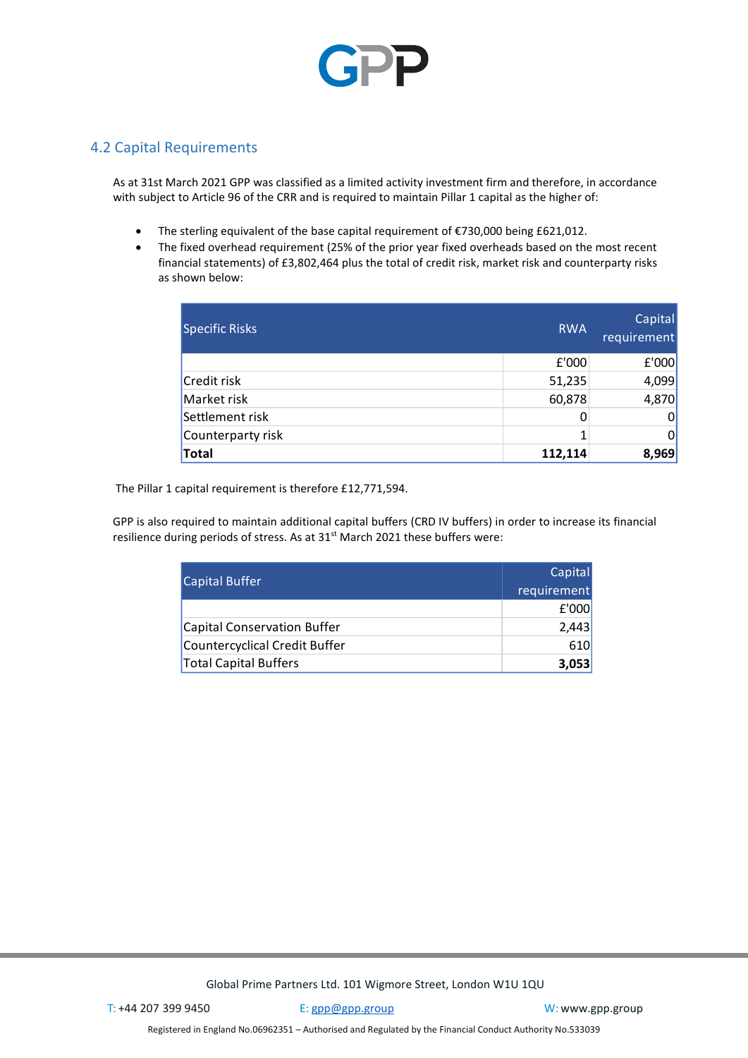## 4.2 Capital Requirements

As at 31st March 2021 GPP was classified as a limited activity investment firm and therefore, in accordance with subject to Article 96 of the CRR and is required to maintain Pillar 1 capital as the higher of:

- The sterling equivalent of the base capital requirement of €730,000 being £621,012.
- The fixed overhead requirement (25% of the prior year fixed overheads based on the most recent financial statements) of £3,802,464 plus the total of credit risk, market risk and counterparty risks as shown below:

| Specific Risks | RWA | Capital requirement |
|---|---|---|
| | £'000 | £'000 |
| Credit risk | 51,235 | 4,099 |
| Market risk | 60,878 | 4,870 |
| Settlement risk | 0 | 0 |
| Counterparty risk | 1 | 0 |
| **Total** | **112,114** | **8,969** |

The Pillar 1 capital requirement is therefore £12,771,594.

GPP is also required to maintain additional capital buffers (CRD IV buffers) in order to increase its financial resilience during periods of stress. As at 31st March 2021 these buffers were:

| Capital Buffer | Capital requirement |
|---|---|
| | £'000 |
| Capital Conservation Buffer | 2,443 |
| Countercyclical Credit Buffer | 610 |
| Total Capital Buffers | **3,053** |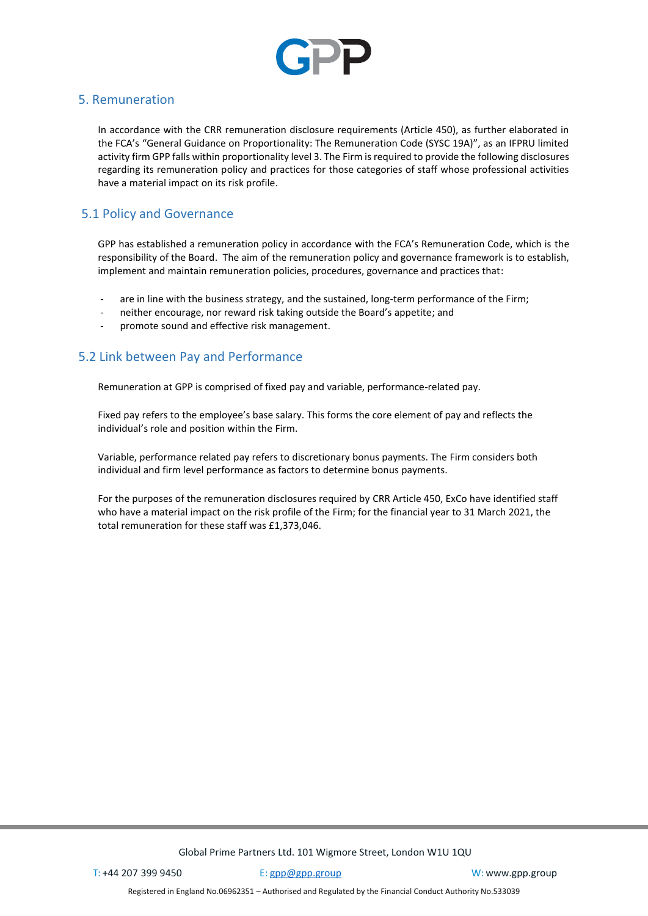## 5. Remuneration

In accordance with the CRR remuneration disclosure requirements (Article 450), as further elaborated in the FCA's "General Guidance on Proportionality: The Remuneration Code (SYSC 19A)", as an IFPRU limited activity firm GPP falls within proportionality level 3. The Firm is required to provide the following disclosures regarding its remuneration policy and practices for those categories of staff whose professional activities have a material impact on its risk profile.

### 5.1 Policy and Governance

GPP has established a remuneration policy in accordance with the FCA's Remuneration Code, which is the responsibility of the Board. The aim of the remuneration policy and governance framework is to establish, implement and maintain remuneration policies, procedures, governance and practices that:

- are in line with the business strategy, and the sustained, long-term performance of the Firm;
- neither encourage, nor reward risk taking outside the Board's appetite; and
- promote sound and effective risk management.

### 5.2 Link between Pay and Performance

Remuneration at GPP is comprised of fixed pay and variable, performance-related pay.

Fixed pay refers to the employee's base salary. This forms the core element of pay and reflects the individual's role and position within the Firm.

Variable, performance related pay refers to discretionary bonus payments. The Firm considers both individual and firm level performance as factors to determine bonus payments.

For the purposes of the remuneration disclosures required by CRR Article 450, ExCo have identified staff who have a material impact on the risk profile of the Firm; for the financial year to 31 March 2021, the total remuneration for these staff was £1,373,046.